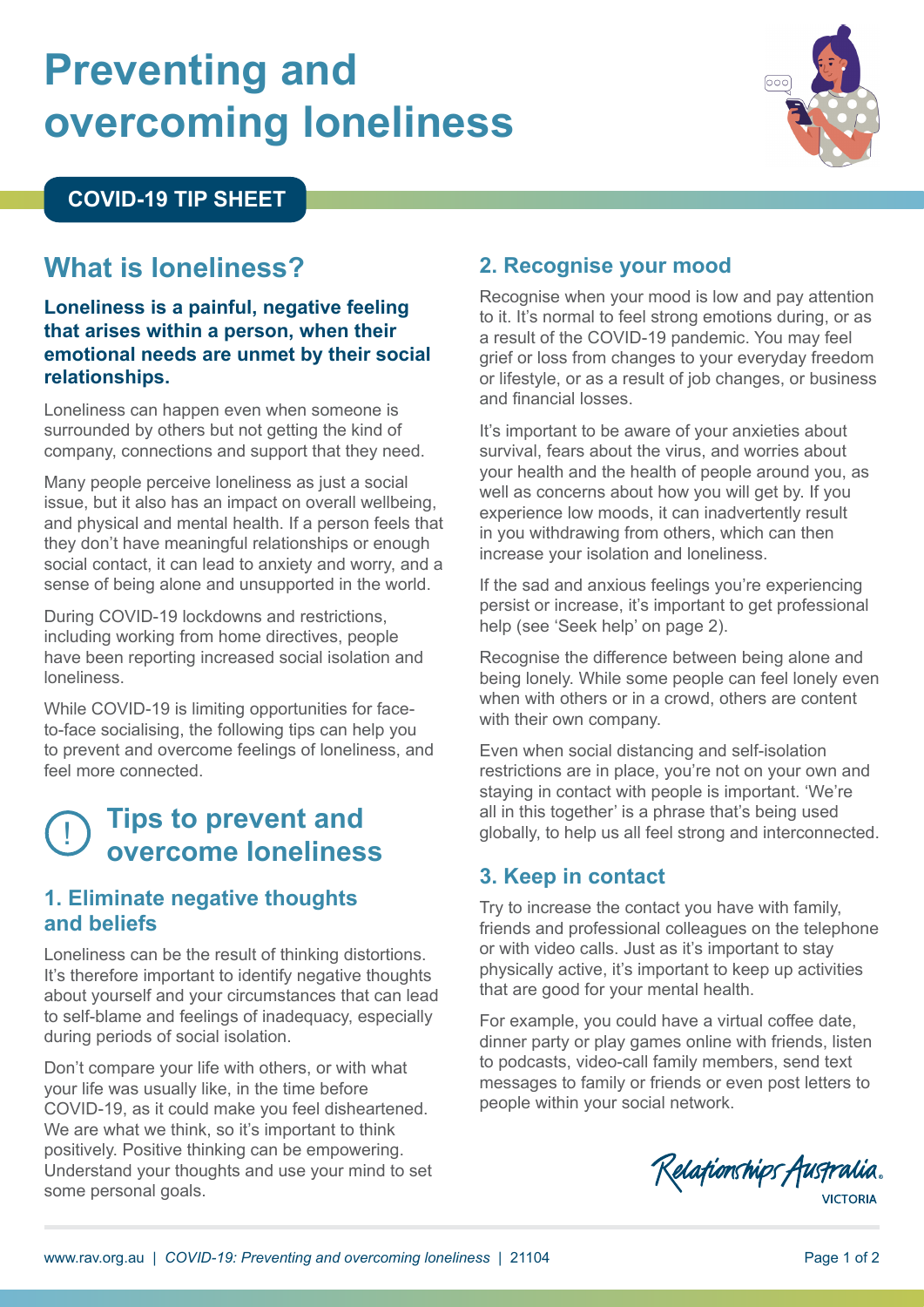# Preventing and overcoming loneliness

**COVID-19 TIP SHEET**

## What is loneliness?

**Loneliness is a painful, negative feeling that arises within a person, when their emotional needs are unmet by their social relationships.**

Loneliness can happen even when someone is surrounded by others but not getting the kind of company, connections and support that they need.

Many people perceive loneliness as just a social issue, but it also has an impact on overall wellbeing, and physical and mental health. If a person feels that they don't have meaningful relationships or enough social contact, it can lead to anxiety and worry, and a sense of being alone and unsupported in the world.

During COVID-19 lockdowns and restrictions, including working from home directives, people have been reporting increased social isolation and loneliness.

While COVID-19 is limiting opportunities for face-to-face socialising, the following tips can help you to prevent and overcome feelings of loneliness, and feel more connected.

## Tips to prevent and overcome loneliness

### 1. Eliminate negative thoughts and beliefs

Loneliness can be the result of thinking distortions. It's therefore important to identify negative thoughts about yourself and your circumstances that can lead to self-blame and feelings of inadequacy, especially during periods of social isolation.

Don't compare your life with others, or with what your life was usually like, in the time before COVID-19, as it could make you feel disheartened. We are what we think, so it's important to think positively. Positive thinking can be empowering. Understand your thoughts and use your mind to set some personal goals.

### 2. Recognise your mood

Recognise when your mood is low and pay attention to it. It's normal to feel strong emotions during, or as a result of the COVID-19 pandemic. You may feel grief or loss from changes to your everyday freedom or lifestyle, or as a result of job changes, or business and financial losses.

It's important to be aware of your anxieties about survival, fears about the virus, and worries about your health and the health of people around you, as well as concerns about how you will get by. If you experience low moods, it can inadvertently result in you withdrawing from others, which can then increase your isolation and loneliness.

If the sad and anxious feelings you're experiencing persist or increase, it's important to get professional help (see 'Seek help' on page 2).

Recognise the difference between being alone and being lonely. While some people can feel lonely even when with others or in a crowd, others are content with their own company.

Even when social distancing and self-isolation restrictions are in place, you're not on your own and staying in contact with people is important. 'We're all in this together' is a phrase that's being used globally, to help us all feel strong and interconnected.

### 3. Keep in contact

Try to increase the contact you have with family, friends and professional colleagues on the telephone or with video calls. Just as it's important to stay physically active, it's important to keep up activities that are good for your mental health.

For example, you could have a virtual coffee date, dinner party or play games online with friends, listen to podcasts, video-call family members, send text messages to family or friends or even post letters to people within your social network.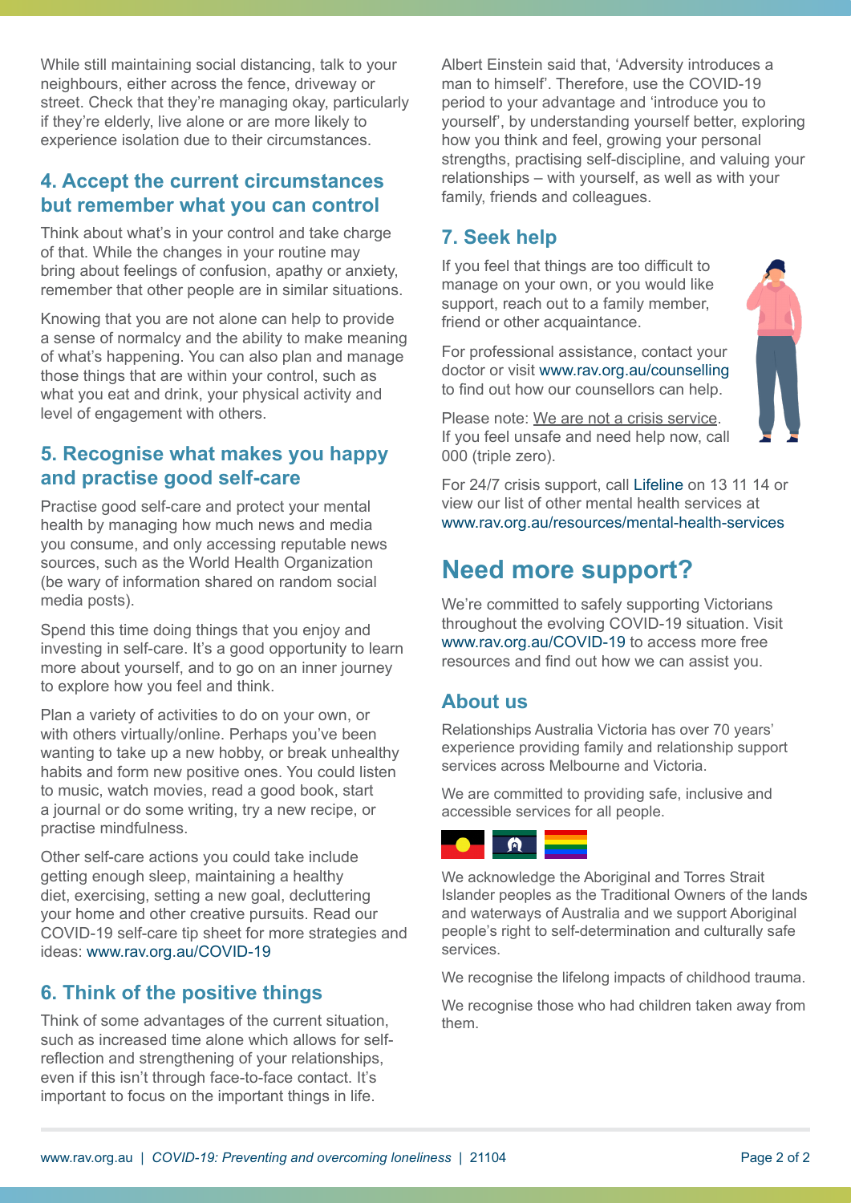While still maintaining social distancing, talk to your neighbours, either across the fence, driveway or street. Check that they're managing okay, particularly if they're elderly, live alone or are more likely to experience isolation due to their circumstances.

## 4. Accept the current circumstances but remember what you can control

Think about what's in your control and take charge of that. While the changes in your routine may bring about feelings of confusion, apathy or anxiety, remember that other people are in similar situations.

Knowing that you are not alone can help to provide a sense of normalcy and the ability to make meaning of what's happening. You can also plan and manage those things that are within your control, such as what you eat and drink, your physical activity and level of engagement with others.

## 5. Recognise what makes you happy and practise good self-care

Practise good self-care and protect your mental health by managing how much news and media you consume, and only accessing reputable news sources, such as the World Health Organization (be wary of information shared on random social media posts).

Spend this time doing things that you enjoy and investing in self-care. It's a good opportunity to learn more about yourself, and to go on an inner journey to explore how you feel and think.

Plan a variety of activities to do on your own, or with others virtually/online. Perhaps you've been wanting to take up a new hobby, or break unhealthy habits and form new positive ones. You could listen to music, watch movies, read a good book, start a journal or do some writing, try a new recipe, or practise mindfulness.

Other self-care actions you could take include getting enough sleep, maintaining a healthy diet, exercising, setting a new goal, decluttering your home and other creative pursuits. Read our COVID-19 self-care tip sheet for more strategies and ideas: www.rav.org.au/COVID-19

## 6. Think of the positive things

Think of some advantages of the current situation, such as increased time alone which allows for self-reflection and strengthening of your relationships, even if this isn't through face-to-face contact. It's important to focus on the important things in life.

Albert Einstein said that, 'Adversity introduces a man to himself'. Therefore, use the COVID-19 period to your advantage and 'introduce you to yourself', by understanding yourself better, exploring how you think and feel, growing your personal strengths, practising self-discipline, and valuing your relationships – with yourself, as well as with your family, friends and colleagues.

## 7. Seek help

If you feel that things are too difficult to manage on your own, or you would like support, reach out to a family member, friend or other acquaintance.

For professional assistance, contact your doctor or visit www.rav.org.au/counselling to find out how our counsellors can help.

Please note: We are not a crisis service. If you feel unsafe and need help now, call 000 (triple zero).

For 24/7 crisis support, call Lifeline on 13 11 14 or view our list of other mental health services at www.rav.org.au/resources/mental-health-services

# Need more support?

We're committed to safely supporting Victorians throughout the evolving COVID-19 situation. Visit www.rav.org.au/COVID-19 to access more free resources and find out how we can assist you.

## About us

Relationships Australia Victoria has over 70 years' experience providing family and relationship support services across Melbourne and Victoria.

We are committed to providing safe, inclusive and accessible services for all people.

We acknowledge the Aboriginal and Torres Strait Islander peoples as the Traditional Owners of the lands and waterways of Australia and we support Aboriginal people's right to self-determination and culturally safe services.

We recognise the lifelong impacts of childhood trauma.

We recognise those who had children taken away from them.